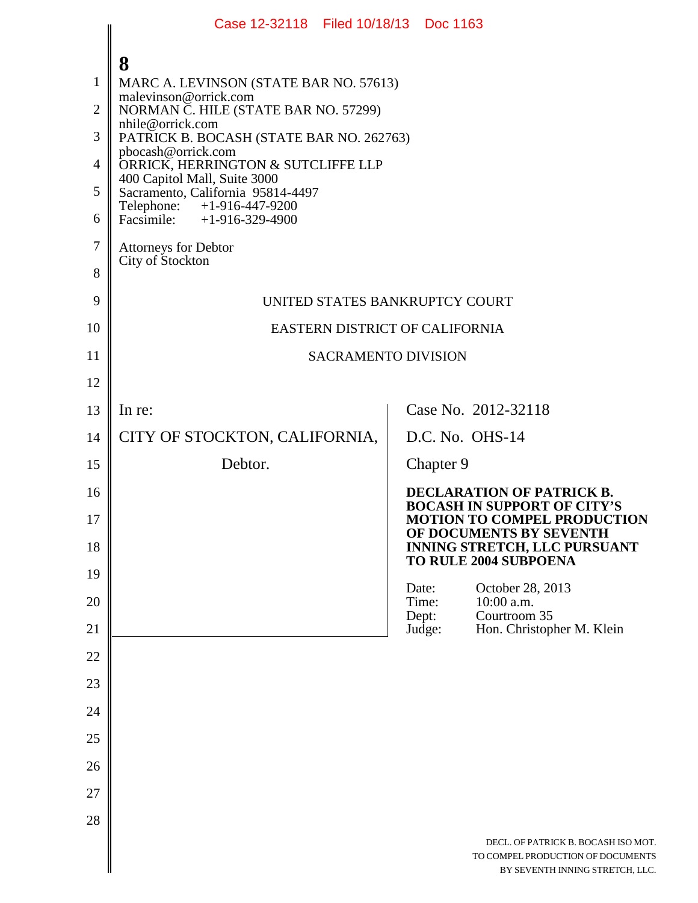MARC A. LEVINSON (STATE BAR NO. 57613)
malevinson@orrick.com
NORMAN C. HILE (STATE BAR NO. 57299)
nhile@orrick.com
PATRICK B. BOCASH (STATE BAR NO. 262763)
pbocash@orrick.com
ORRICK, HERRINGTON & SUTCLIFFE LLP
400 Capitol Mall, Suite 3000
Sacramento, California 95814-4497
Telephone: +1-916-447-9200
Facsimile: +1-916-329-4900

Attorneys for Debtor
City of Stockton

UNITED STATES BANKRUPTCY COURT

EASTERN DISTRICT OF CALIFORNIA

SACRAMENTO DIVISION

| | |
|---|---|
| In re:<br><br>CITY OF STOCKTON, CALIFORNIA,<br><br>Debtor. | Case No. 2012-32118<br><br>D.C. No. OHS-14<br><br>Chapter 9<br><br>**DECLARATION OF PATRICK B. BOCASH IN SUPPORT OF CITY'S MOTION TO COMPEL PRODUCTION OF DOCUMENTS BY SEVENTH INNING STRETCH, LLC PURSUANT TO RULE 2004 SUBPOENA**<br><br>Date: October 28, 2013<br>Time: 10:00 a.m.<br>Dept: Courtroom 35<br>Judge: Hon. Christopher M. Klein |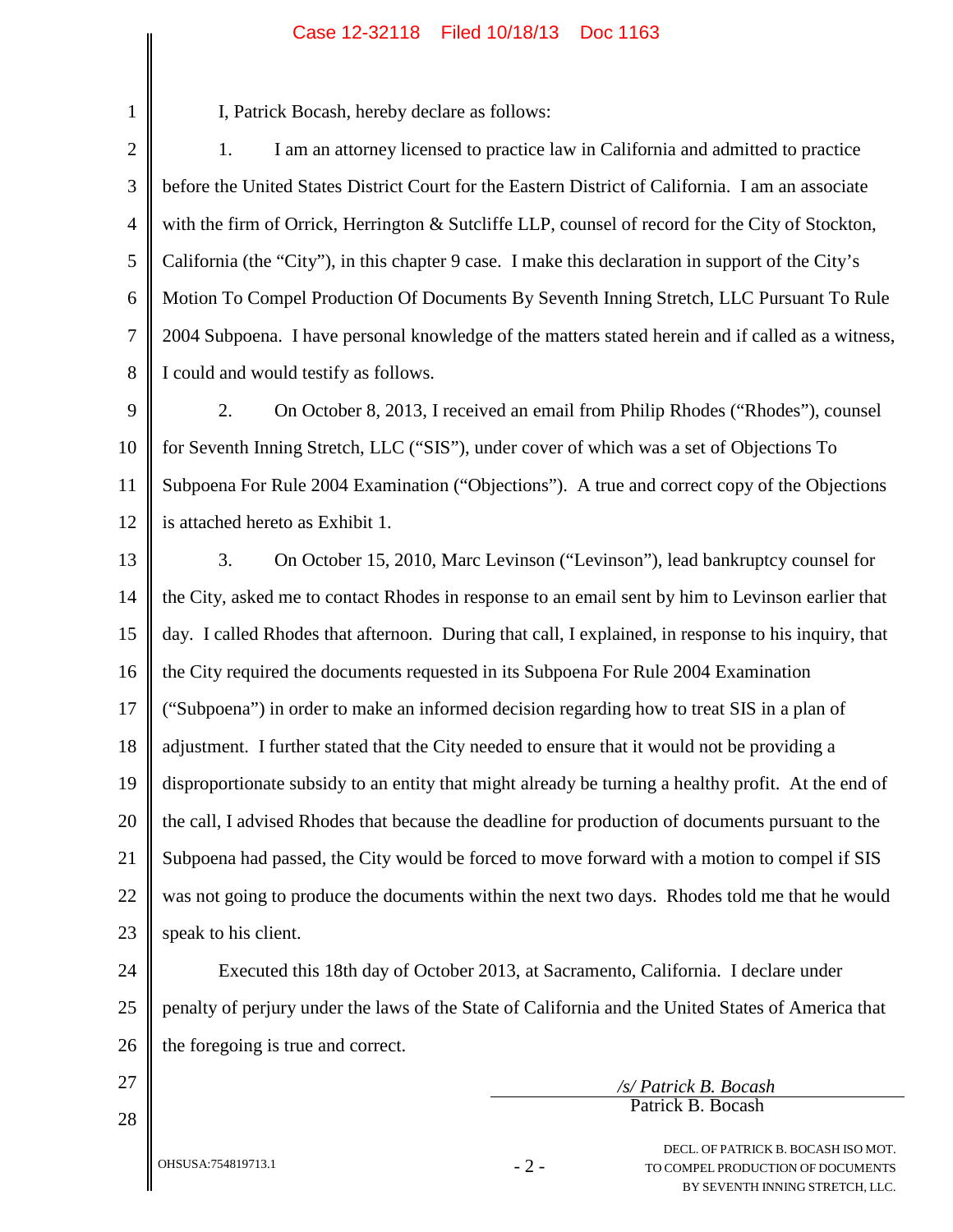I, Patrick Bocash, hereby declare as follows:

1. I am an attorney licensed to practice law in California and admitted to practice before the United States District Court for the Eastern District of California. I am an associate with the firm of Orrick, Herrington & Sutcliffe LLP, counsel of record for the City of Stockton, California (the "City"), in this chapter 9 case. I make this declaration in support of the City's Motion To Compel Production Of Documents By Seventh Inning Stretch, LLC Pursuant To Rule 2004 Subpoena. I have personal knowledge of the matters stated herein and if called as a witness, I could and would testify as follows.

2. On October 8, 2013, I received an email from Philip Rhodes ("Rhodes"), counsel for Seventh Inning Stretch, LLC ("SIS"), under cover of which was a set of Objections To Subpoena For Rule 2004 Examination ("Objections"). A true and correct copy of the Objections is attached hereto as Exhibit 1.

3. On October 15, 2010, Marc Levinson ("Levinson"), lead bankruptcy counsel for the City, asked me to contact Rhodes in response to an email sent by him to Levinson earlier that day. I called Rhodes that afternoon. During that call, I explained, in response to his inquiry, that the City required the documents requested in its Subpoena For Rule 2004 Examination ("Subpoena") in order to make an informed decision regarding how to treat SIS in a plan of adjustment. I further stated that the City needed to ensure that it would not be providing a disproportionate subsidy to an entity that might already be turning a healthy profit. At the end of the call, I advised Rhodes that because the deadline for production of documents pursuant to the Subpoena had passed, the City would be forced to move forward with a motion to compel if SIS was not going to produce the documents within the next two days. Rhodes told me that he would speak to his client.

Executed this 18th day of October 2013, at Sacramento, California. I declare under penalty of perjury under the laws of the State of California and the United States of America that the foregoing is true and correct.

*/s/ Patrick B. Bocash*
Patrick B. Bocash

OHSUSA:754819713.1

DECL. OF PATRICK B. BOCASH ISO MOT. TO COMPEL PRODUCTION OF DOCUMENTS BY SEVENTH INNING STRETCH, LLC.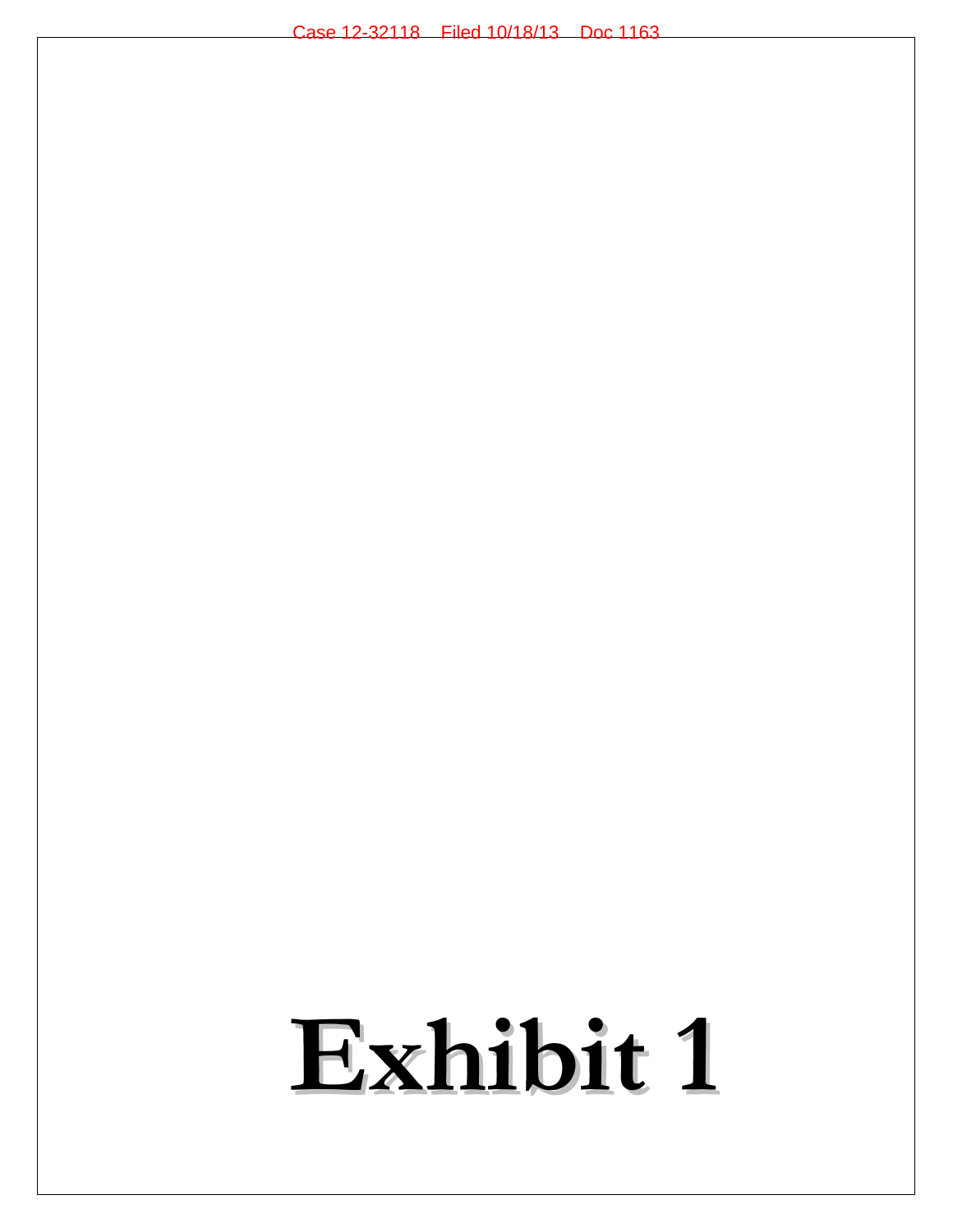# Exhibit 1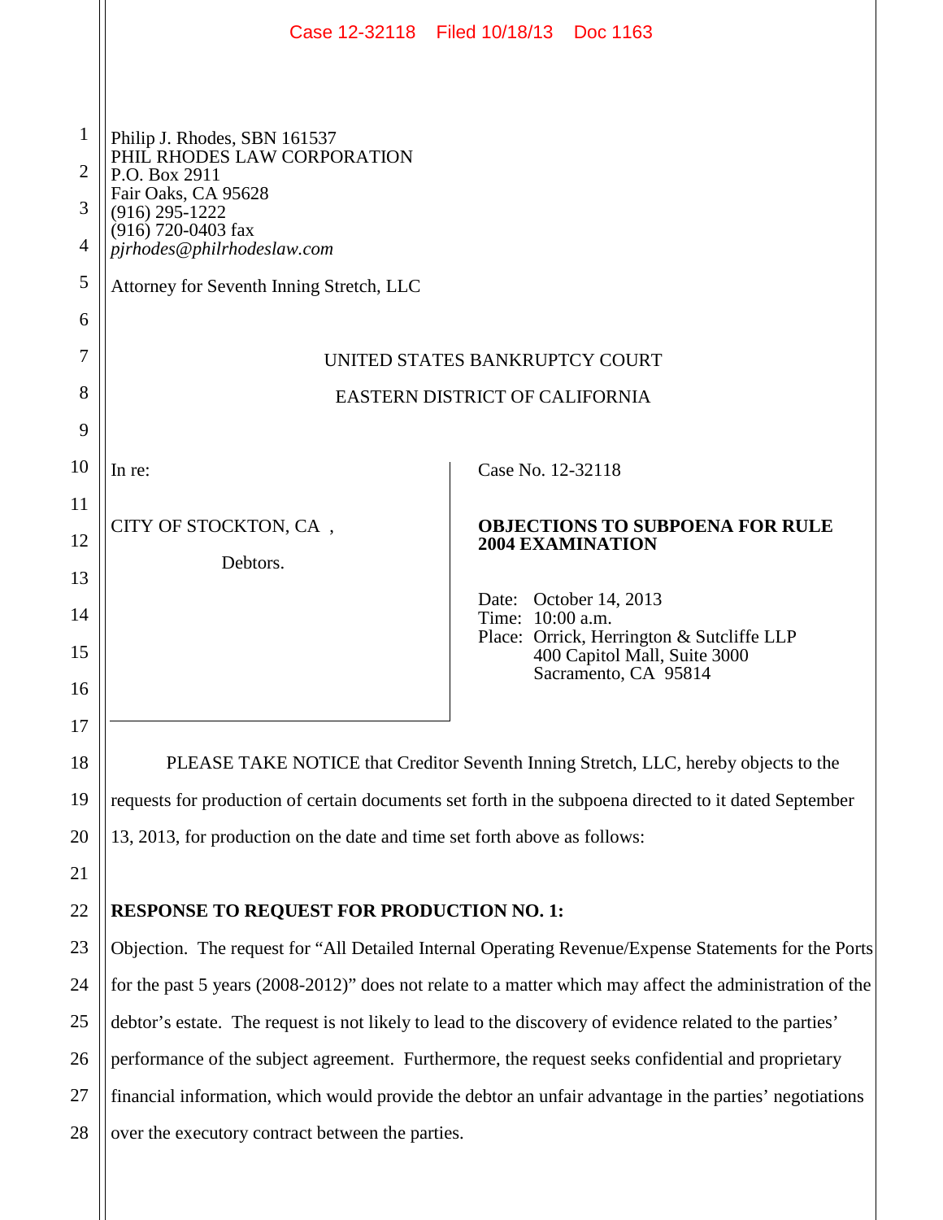Philip J. Rhodes, SBN 161537
PHIL RHODES LAW CORPORATION
P.O. Box 2911
Fair Oaks, CA 95628
(916) 295-1222
(916) 720-0403 fax
*pjrhodes@philrhodeslaw.com*

Attorney for Seventh Inning Stretch, LLC

UNITED STATES BANKRUPTCY COURT

EASTERN DISTRICT OF CALIFORNIA

| | |
|---|---|
| In re:<br><br>CITY OF STOCKTON, CA ,<br><br>Debtors. | Case No. 12-32118<br><br>**OBJECTIONS TO SUBPOENA FOR RULE 2004 EXAMINATION**<br><br>Date: October 14, 2013<br>Time: 10:00 a.m.<br>Place: Orrick, Herrington & Sutcliffe LLP<br>400 Capitol Mall, Suite 3000<br>Sacramento, CA 95814 |

PLEASE TAKE NOTICE that Creditor Seventh Inning Stretch, LLC, hereby objects to the requests for production of certain documents set forth in the subpoena directed to it dated September 13, 2013, for production on the date and time set forth above as follows:

**RESPONSE TO REQUEST FOR PRODUCTION NO. 1:**

Objection. The request for "All Detailed Internal Operating Revenue/Expense Statements for the Ports for the past 5 years (2008-2012)" does not relate to a matter which may affect the administration of the debtor's estate. The request is not likely to lead to the discovery of evidence related to the parties' performance of the subject agreement. Furthermore, the request seeks confidential and proprietary financial information, which would provide the debtor an unfair advantage in the parties' negotiations over the executory contract between the parties.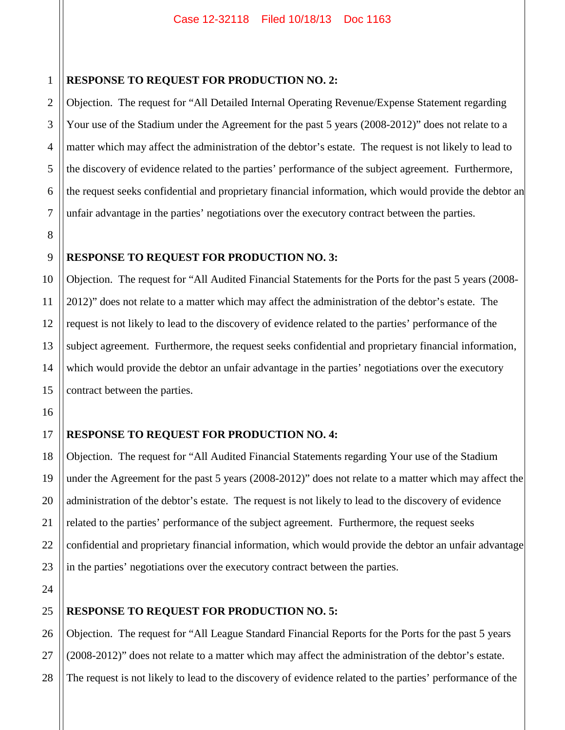**RESPONSE TO REQUEST FOR PRODUCTION NO. 2:**

Objection. The request for "All Detailed Internal Operating Revenue/Expense Statement regarding Your use of the Stadium under the Agreement for the past 5 years (2008-2012)" does not relate to a matter which may affect the administration of the debtor's estate. The request is not likely to lead to the discovery of evidence related to the parties' performance of the subject agreement. Furthermore, the request seeks confidential and proprietary financial information, which would provide the debtor an unfair advantage in the parties' negotiations over the executory contract between the parties.

**RESPONSE TO REQUEST FOR PRODUCTION NO. 3:**

Objection. The request for "All Audited Financial Statements for the Ports for the past 5 years (2008-2012)" does not relate to a matter which may affect the administration of the debtor's estate. The request is not likely to lead to the discovery of evidence related to the parties' performance of the subject agreement. Furthermore, the request seeks confidential and proprietary financial information, which would provide the debtor an unfair advantage in the parties' negotiations over the executory contract between the parties.

**RESPONSE TO REQUEST FOR PRODUCTION NO. 4:**

Objection. The request for "All Audited Financial Statements regarding Your use of the Stadium under the Agreement for the past 5 years (2008-2012)" does not relate to a matter which may affect the administration of the debtor's estate. The request is not likely to lead to the discovery of evidence related to the parties' performance of the subject agreement. Furthermore, the request seeks confidential and proprietary financial information, which would provide the debtor an unfair advantage in the parties' negotiations over the executory contract between the parties.

**RESPONSE TO REQUEST FOR PRODUCTION NO. 5:**

Objection. The request for "All League Standard Financial Reports for the Ports for the past 5 years (2008-2012)" does not relate to a matter which may affect the administration of the debtor's estate. The request is not likely to lead to the discovery of evidence related to the parties' performance of the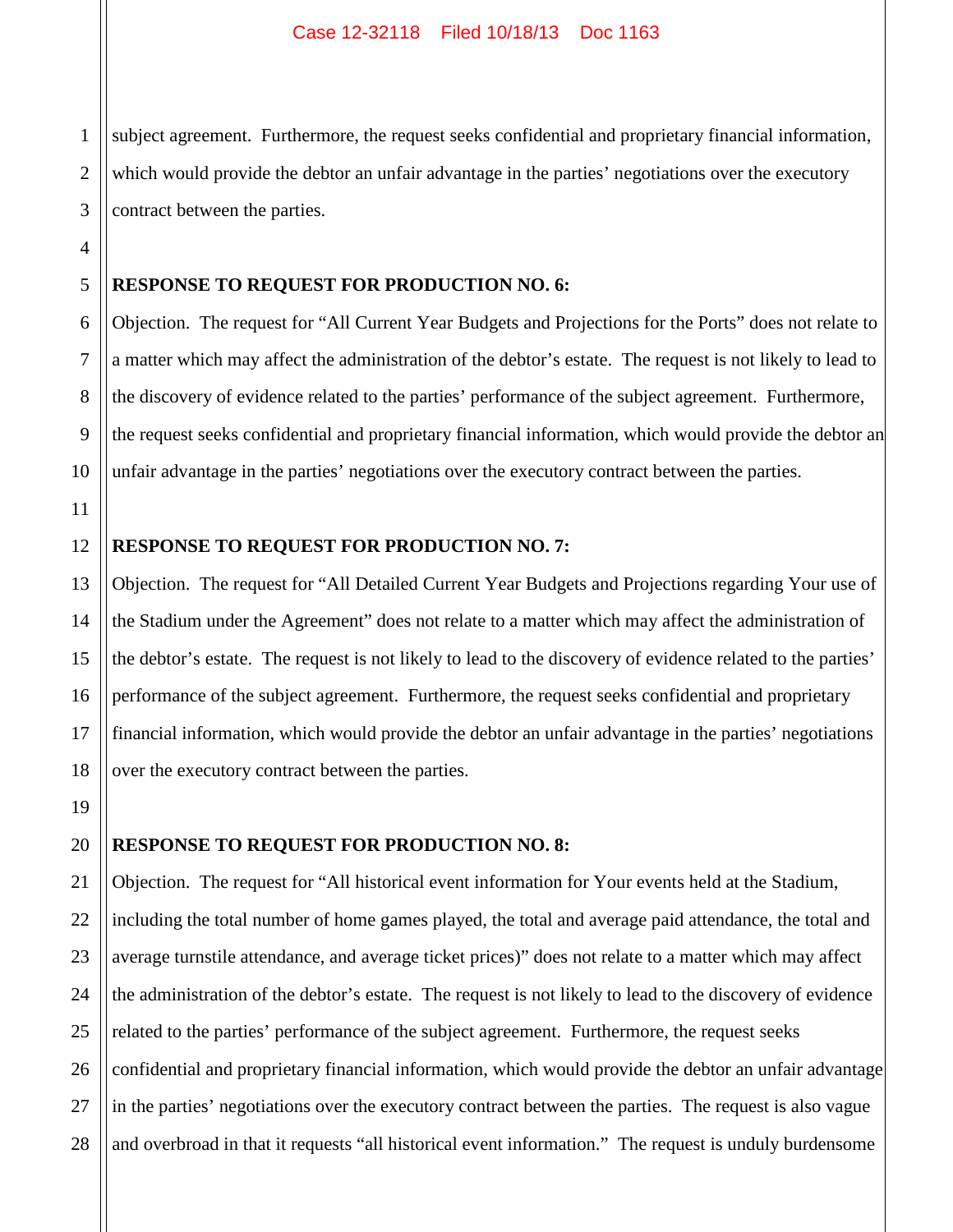subject agreement. Furthermore, the request seeks confidential and proprietary financial information, which would provide the debtor an unfair advantage in the parties' negotiations over the executory contract between the parties.

**RESPONSE TO REQUEST FOR PRODUCTION NO. 6:**

Objection. The request for "All Current Year Budgets and Projections for the Ports" does not relate to a matter which may affect the administration of the debtor's estate. The request is not likely to lead to the discovery of evidence related to the parties' performance of the subject agreement. Furthermore, the request seeks confidential and proprietary financial information, which would provide the debtor an unfair advantage in the parties' negotiations over the executory contract between the parties.

**RESPONSE TO REQUEST FOR PRODUCTION NO. 7:**

Objection. The request for "All Detailed Current Year Budgets and Projections regarding Your use of the Stadium under the Agreement" does not relate to a matter which may affect the administration of the debtor's estate. The request is not likely to lead to the discovery of evidence related to the parties' performance of the subject agreement. Furthermore, the request seeks confidential and proprietary financial information, which would provide the debtor an unfair advantage in the parties' negotiations over the executory contract between the parties.

**RESPONSE TO REQUEST FOR PRODUCTION NO. 8:**

Objection. The request for "All historical event information for Your events held at the Stadium, including the total number of home games played, the total and average paid attendance, the total and average turnstile attendance, and average ticket prices)" does not relate to a matter which may affect the administration of the debtor's estate. The request is not likely to lead to the discovery of evidence related to the parties' performance of the subject agreement. Furthermore, the request seeks confidential and proprietary financial information, which would provide the debtor an unfair advantage in the parties' negotiations over the executory contract between the parties. The request is also vague and overbroad in that it requests "all historical event information." The request is unduly burdensome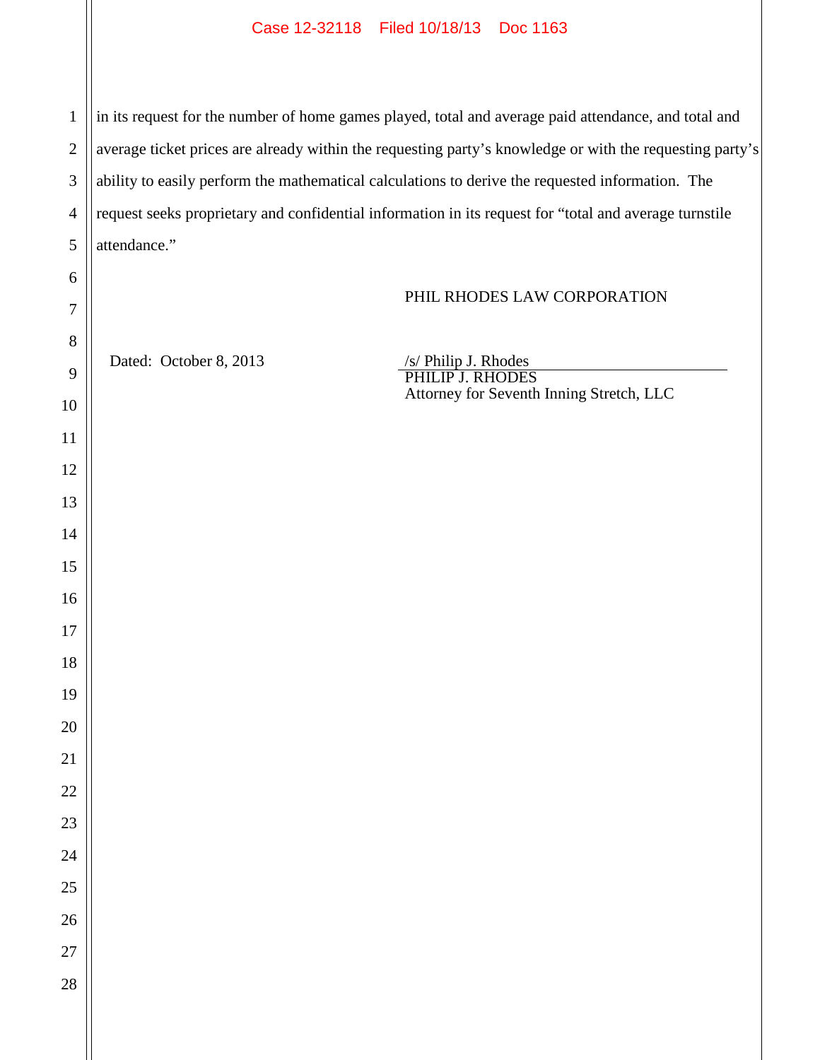in its request for the number of home games played, total and average paid attendance, and total and average ticket prices are already within the requesting party's knowledge or with the requesting party's ability to easily perform the mathematical calculations to derive the requested information. The request seeks proprietary and confidential information in its request for "total and average turnstile attendance."

PHIL RHODES LAW CORPORATION

Dated: October 8, 2013

/s/ Philip J. Rhodes
PHILIP J. RHODES
Attorney for Seventh Inning Stretch, LLC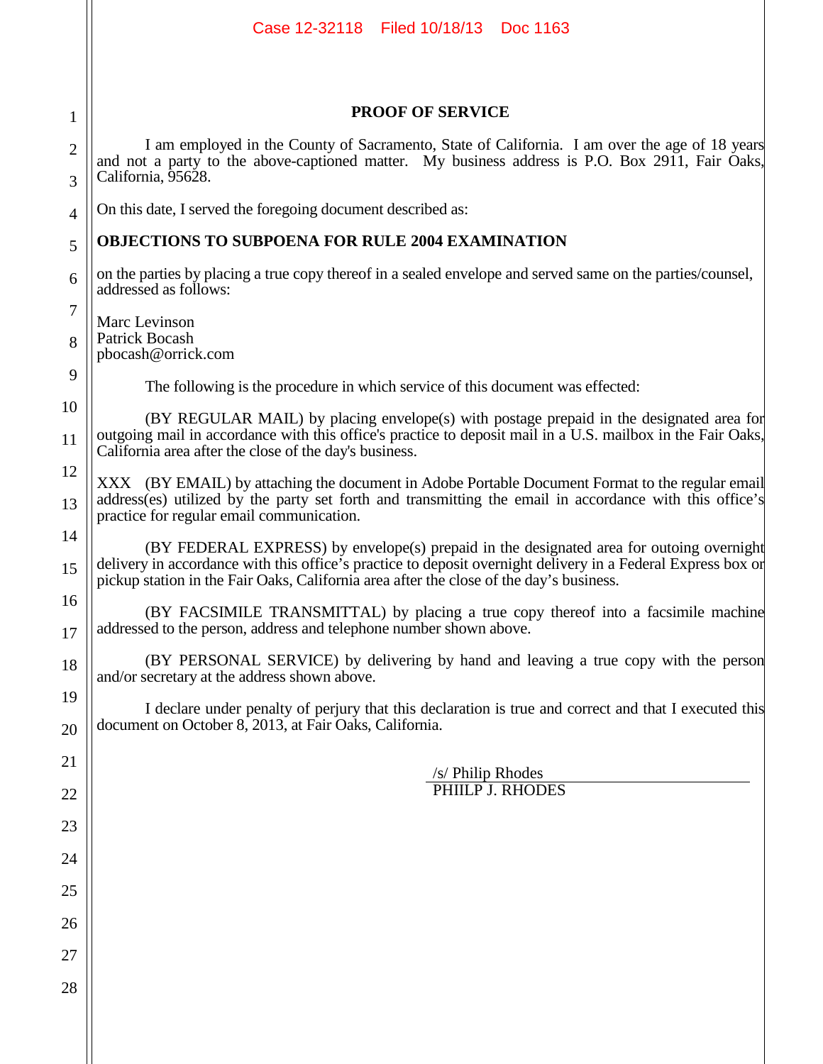## PROOF OF SERVICE

I am employed in the County of Sacramento, State of California. I am over the age of 18 years and not a party to the above-captioned matter. My business address is P.O. Box 2911, Fair Oaks, California, 95628.

On this date, I served the foregoing document described as:

**OBJECTIONS TO SUBPOENA FOR RULE 2004 EXAMINATION**

on the parties by placing a true copy thereof in a sealed envelope and served same on the parties/counsel, addressed as follows:

Marc Levinson
Patrick Bocash
pbocash@orrick.com

The following is the procedure in which service of this document was effected:

(BY REGULAR MAIL) by placing envelope(s) with postage prepaid in the designated area for outgoing mail in accordance with this office's practice to deposit mail in a U.S. mailbox in the Fair Oaks, California area after the close of the day's business.

XXX (BY EMAIL) by attaching the document in Adobe Portable Document Format to the regular email address(es) utilized by the party set forth and transmitting the email in accordance with this office's practice for regular email communication.

(BY FEDERAL EXPRESS) by envelope(s) prepaid in the designated area for outoing overnight delivery in accordance with this office's practice to deposit overnight delivery in a Federal Express box or pickup station in the Fair Oaks, California area after the close of the day's business.

(BY FACSIMILE TRANSMITTAL) by placing a true copy thereof into a facsimile machine addressed to the person, address and telephone number shown above.

(BY PERSONAL SERVICE) by delivering by hand and leaving a true copy with the person and/or secretary at the address shown above.

I declare under penalty of perjury that this declaration is true and correct and that I executed this document on October 8, 2013, at Fair Oaks, California.

/s/ Philip Rhodes
PHIILP J. RHODES